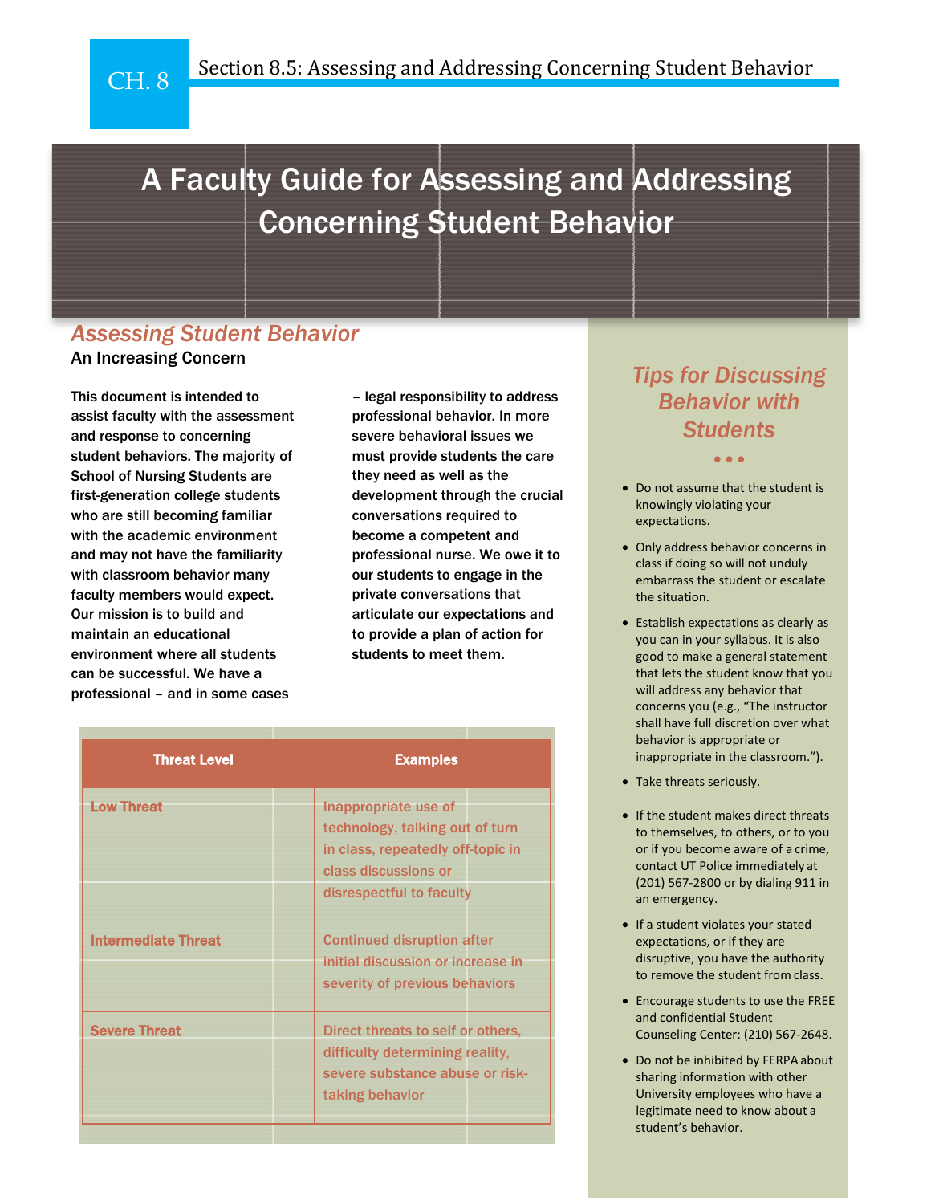CH. 8 Section 8.5: Assessing and Addressing Concerning Student Behavior

# A Faculty Guide for Assessing and Addressing Concerning Student Behavior

## *Assessing Student Behavior*

### An Increasing Concern

This document is intended to assist faculty with the assessment and response to concerning student behaviors. The majority of School of Nursing Students are first-generation college students who are still becoming familiar with the academic environment and may not have the familiarity with classroom behavior many faculty members would expect. Our mission is to build and maintain an educational environment where all students can be successful. We have a professional – and in some cases – legal responsibility to address professional behavior. In more severe behavioral issues we must provide students the care they need as well as the development through the crucial conversations required to become a competent and professional nurse. We owe it to our students to engage in the private conversations that articulate our expectations and to provide a plan of action for students to meet them.

| Threat Level | Examples |
|---|---|
| Low Threat | Inappropriate use of technology, talking out of turn in class, repeatedly off-topic in class discussions or disrespectful to faculty |
| Intermediate Threat | Continued disruption after initial discussion or increase in severity of previous behaviors |
| Severe Threat | Direct threats to self or others, difficulty determining reality, severe substance abuse or risk-taking behavior |

## *Tips for Discussing Behavior with Students*

- Do not assume that the student is knowingly violating your expectations.
- Only address behavior concerns in class if doing so will not unduly embarrass the student or escalate the situation.
- Establish expectations as clearly as you can in your syllabus. It is also good to make a general statement that lets the student know that you will address any behavior that concerns you (e.g., "The instructor shall have full discretion over what behavior is appropriate or inappropriate in the classroom.").
- Take threats seriously.
- If the student makes direct threats to themselves, to others, or to you or if you become aware of a crime, contact UT Police immediately at (201) 567-2800 or by dialing 911 in an emergency.
- If a student violates your stated expectations, or if they are disruptive, you have the authority to remove the student from class.
- Encourage students to use the FREE and confidential Student Counseling Center: (210) 567-2648.
- Do not be inhibited by FERPA about sharing information with other University employees who have a legitimate need to know about a student's behavior.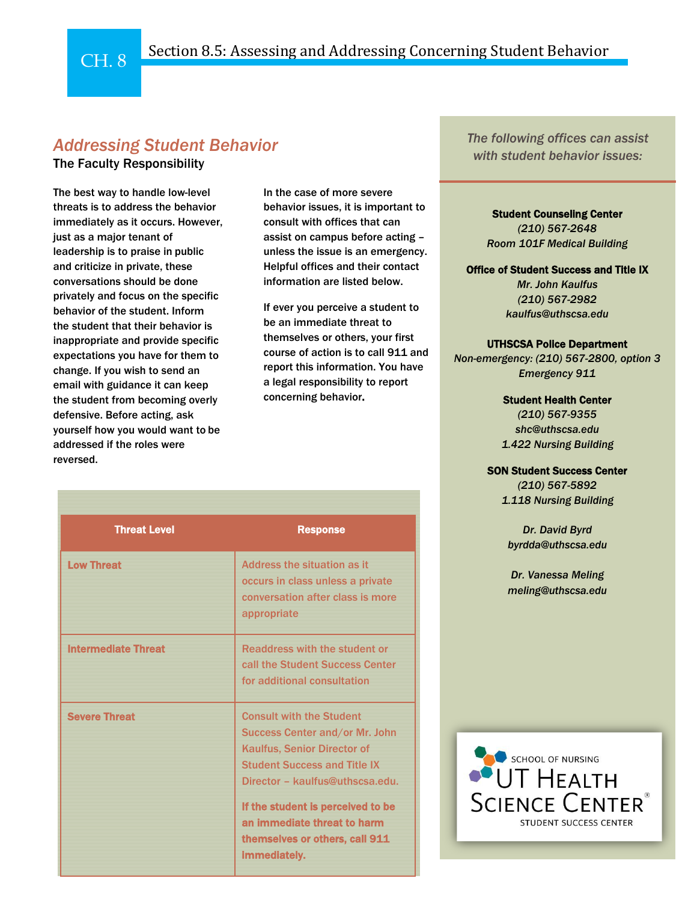# Section 8.5: Assessing and Addressing Concerning Student Behavior

## *Addressing Student Behavior*

### The Faculty Responsibility

The best way to handle low-level threats is to address the behavior immediately as it occurs. However, just as a major tenant of leadership is to praise in public and criticize in private, these conversations should be done privately and focus on the specific behavior of the student. Inform the student that their behavior is inappropriate and provide specific expectations you have for them to change. If you wish to send an email with guidance it can keep the student from becoming overly defensive. Before acting, ask yourself how you would want to be addressed if the roles were reversed.

In the case of more severe behavior issues, it is important to consult with offices that can assist on campus before acting – unless the issue is an emergency. Helpful offices and their contact information are listed below.

If ever you perceive a student to be an immediate threat to themselves or others, your first course of action is to call 911 and report this information. You have a legal responsibility to report concerning behavior.

| Threat Level | Response |
|---|---|
| Low Threat | Address the situation as it occurs in class unless a private conversation after class is more appropriate |
| Intermediate Threat | Readdress with the student or call the Student Success Center for additional consultation |
| Severe Threat | Consult with the Student Success Center and/or Mr. John Kaulfus, Senior Director of Student Success and Title IX Director – kaulfus@uthscsa.edu. **If the student is perceived to be an immediate threat to harm themselves or others, call 911 immediately.** |

*The following offices can assist with student behavior issues:*

**Student Counseling Center**
*(210) 567-2648*
*Room 101F Medical Building*

**Office of Student Success and Title IX**
*Mr. John Kaulfus*
*(210) 567-2982*
*kaulfus@uthscsa.edu*

**UTHSCSA Police Department**
*Non-emergency: (210) 567-2800, option 3*
*Emergency 911*

**Student Health Center**
*(210) 567-9355*
*shc@uthscsa.edu*
*1.422 Nursing Building*

**SON Student Success Center**
*(210) 567-5892*
*1.118 Nursing Building*

*Dr. David Byrd*
*byrdda@uthscsa.edu*

*Dr. Vanessa Meling*
*meling@uthscsa.edu*

SCHOOL OF NURSING
UT HEALTH SCIENCE CENTER®
STUDENT SUCCESS CENTER